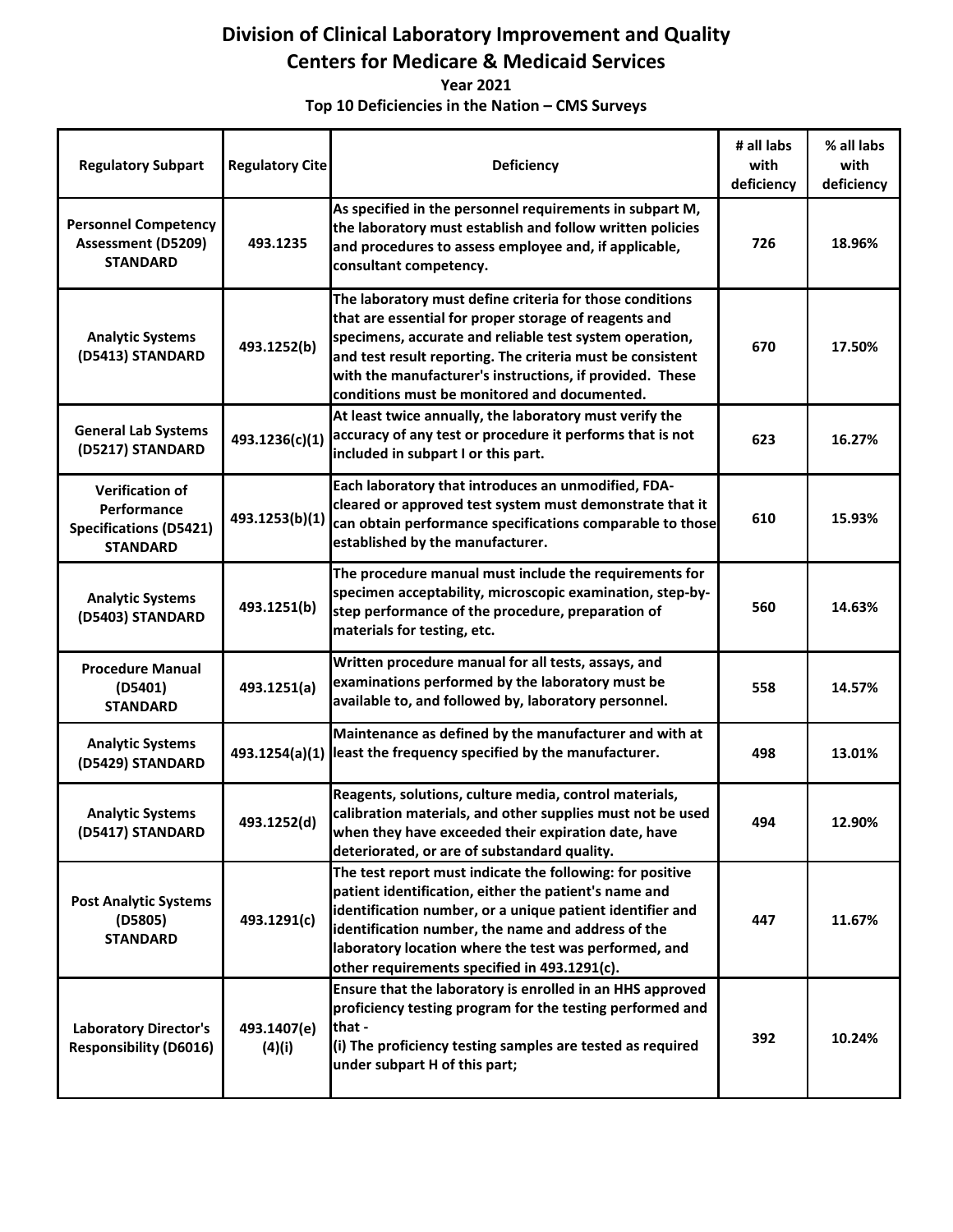# Division of Clinical Laboratory Improvement and Quality

## Centers for Medicare & Medicaid Services

### Year 2021

### Top 10 Deficiencies in the Nation – CMS Surveys

| Regulatory Subpart | Regulatory Cite | Deficiency | # all labs with deficiency | % all labs with deficiency |
|---|---|---|---|---|
| Personnel Competency Assessment (D5209) STANDARD | 493.1235 | As specified in the personnel requirements in subpart M, the laboratory must establish and follow written policies and procedures to assess employee and, if applicable, consultant competency. | 726 | 18.96% |
| Analytic Systems (D5413) STANDARD | 493.1252(b) | The laboratory must define criteria for those conditions that are essential for proper storage of reagents and specimens, accurate and reliable test system operation, and test result reporting. The criteria must be consistent with the manufacturer's instructions, if provided. These conditions must be monitored and documented. | 670 | 17.50% |
| General Lab Systems (D5217) STANDARD | 493.1236(c)(1) | At least twice annually, the laboratory must verify the accuracy of any test or procedure it performs that is not included in subpart I or this part. | 623 | 16.27% |
| Verification of Performance Specifications (D5421) STANDARD | 493.1253(b)(1) | Each laboratory that introduces an unmodified, FDA-cleared or approved test system must demonstrate that it can obtain performance specifications comparable to those established by the manufacturer. | 610 | 15.93% |
| Analytic Systems (D5403) STANDARD | 493.1251(b) | The procedure manual must include the requirements for specimen acceptability, microscopic examination, step-by-step performance of the procedure, preparation of materials for testing, etc. | 560 | 14.63% |
| Procedure Manual (D5401) STANDARD | 493.1251(a) | Written procedure manual for all tests, assays, and examinations performed by the laboratory must be available to, and followed by, laboratory personnel. | 558 | 14.57% |
| Analytic Systems (D5429) STANDARD | 493.1254(a)(1) | Maintenance as defined by the manufacturer and with at least the frequency specified by the manufacturer. | 498 | 13.01% |
| Analytic Systems (D5417) STANDARD | 493.1252(d) | Reagents, solutions, culture media, control materials, calibration materials, and other supplies must not be used when they have exceeded their expiration date, have deteriorated, or are of substandard quality. | 494 | 12.90% |
| Post Analytic Systems (D5805) STANDARD | 493.1291(c) | The test report must indicate the following: for positive patient identification, either the patient's name and identification number, or a unique patient identifier and identification number, the name and address of the laboratory location where the test was performed, and other requirements specified in 493.1291(c). | 447 | 11.67% |
| Laboratory Director's Responsibility (D6016) | 493.1407(e)(4)(i) | Ensure that the laboratory is enrolled in an HHS approved proficiency testing program for the testing performed and that - (i) The proficiency testing samples are tested as required under subpart H of this part; | 392 | 10.24% |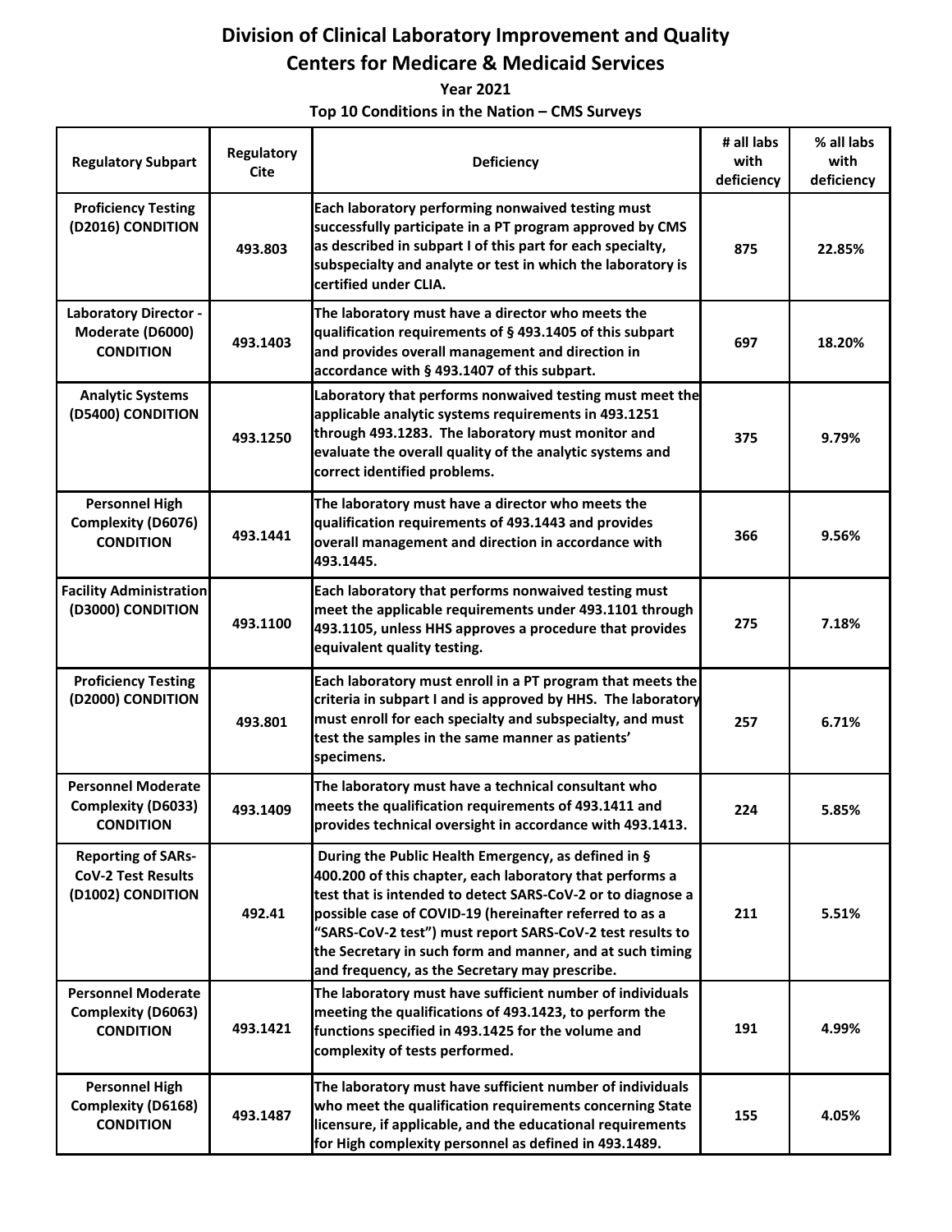# Division of Clinical Laboratory Improvement and Quality

## Centers for Medicare & Medicaid Services

### Year 2021

### Top 10 Conditions in the Nation – CMS Surveys

| Regulatory Subpart | Regulatory Cite | Deficiency | # all labs with deficiency | % all labs with deficiency |
|---|---|---|---|---|
| Proficiency Testing (D2016) CONDITION | 493.803 | Each laboratory performing nonwaived testing must successfully participate in a PT program approved by CMS as described in subpart I of this part for each specialty, subspecialty and analyte or test in which the laboratory is certified under CLIA. | 875 | 22.85% |
| Laboratory Director - Moderate (D6000) CONDITION | 493.1403 | The laboratory must have a director who meets the qualification requirements of § 493.1405 of this subpart and provides overall management and direction in accordance with § 493.1407 of this subpart. | 697 | 18.20% |
| Analytic Systems (D5400) CONDITION | 493.1250 | Laboratory that performs nonwaived testing must meet the applicable analytic systems requirements in 493.1251 through 493.1283. The laboratory must monitor and evaluate the overall quality of the analytic systems and correct identified problems. | 375 | 9.79% |
| Personnel High Complexity (D6076) CONDITION | 493.1441 | The laboratory must have a director who meets the qualification requirements of 493.1443 and provides overall management and direction in accordance with 493.1445. | 366 | 9.56% |
| Facility Administration (D3000) CONDITION | 493.1100 | Each laboratory that performs nonwaived testing must meet the applicable requirements under 493.1101 through 493.1105, unless HHS approves a procedure that provides equivalent quality testing. | 275 | 7.18% |
| Proficiency Testing (D2000) CONDITION | 493.801 | Each laboratory must enroll in a PT program that meets the criteria in subpart I and is approved by HHS. The laboratory must enroll for each specialty and subspecialty, and must test the samples in the same manner as patients' specimens. | 257 | 6.71% |
| Personnel Moderate Complexity (D6033) CONDITION | 493.1409 | The laboratory must have a technical consultant who meets the qualification requirements of 493.1411 and provides technical oversight in accordance with 493.1413. | 224 | 5.85% |
| Reporting of SARs-CoV-2 Test Results (D1002) CONDITION | 492.41 | During the Public Health Emergency, as defined in § 400.200 of this chapter, each laboratory that performs a test that is intended to detect SARS-CoV-2 or to diagnose a possible case of COVID-19 (hereinafter referred to as a "SARS-CoV-2 test") must report SARS-CoV-2 test results to the Secretary in such form and manner, and at such timing and frequency, as the Secretary may prescribe. | 211 | 5.51% |
| Personnel Moderate Complexity (D6063) CONDITION | 493.1421 | The laboratory must have sufficient number of individuals meeting the qualifications of 493.1423, to perform the functions specified in 493.1425 for the volume and complexity of tests performed. | 191 | 4.99% |
| Personnel High Complexity (D6168) CONDITION | 493.1487 | The laboratory must have sufficient number of individuals who meet the qualification requirements concerning State licensure, if applicable, and the educational requirements for High complexity personnel as defined in 493.1489. | 155 | 4.05% |